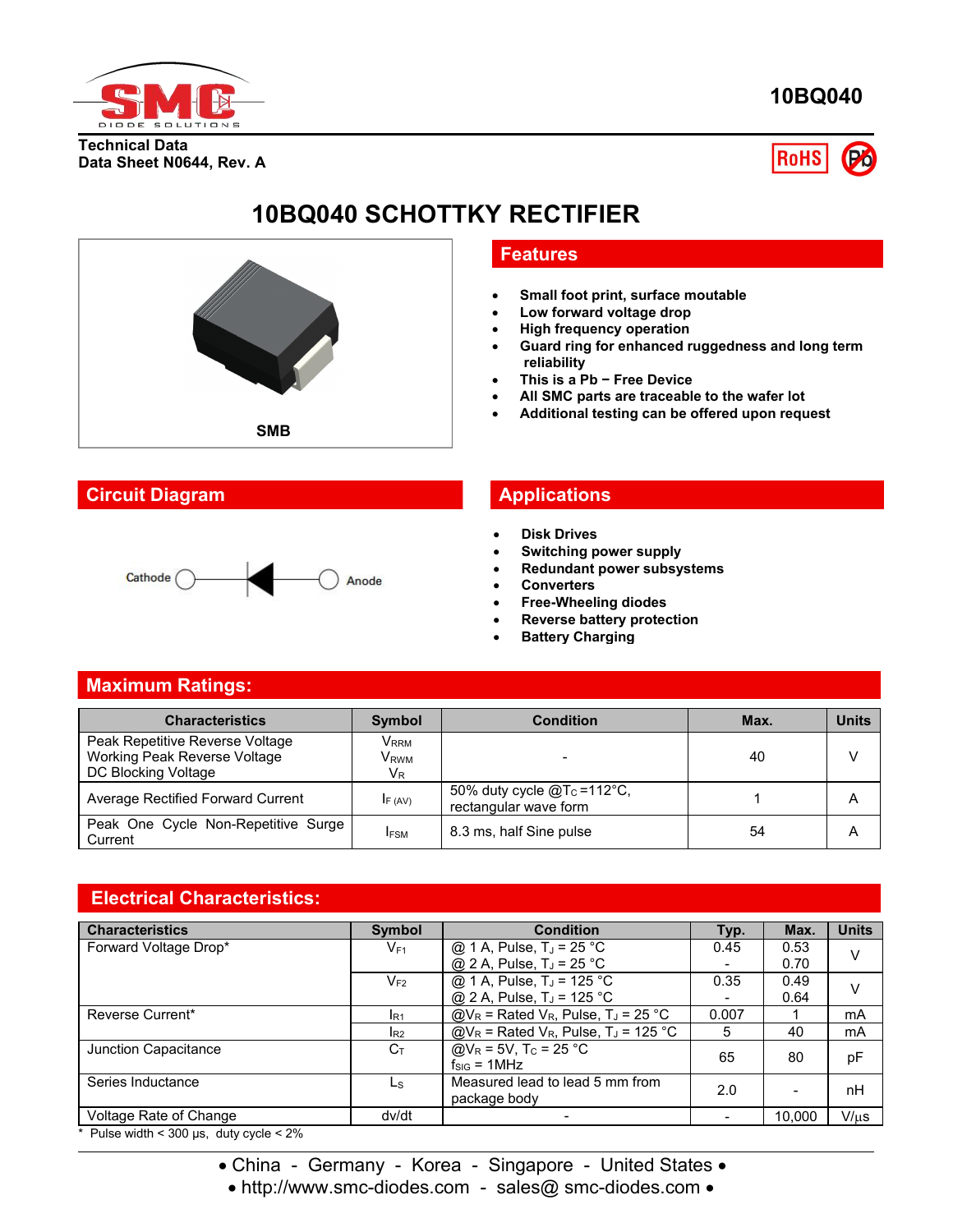**10BQ040**

Technical Data
Data Sheet N0644, Rev. A

# 10BQ040 SCHOTTKY RECTIFIER

SMB

## Features

- Small foot print, surface moutable
- Low forward voltage drop
- High frequency operation
- Guard ring for enhanced ruggedness and long term reliability
- This is a Pb − Free Device
- All SMC parts are traceable to the wafer lot
- Additional testing can be offered upon request

## Circuit Diagram

Cathode — Anode

## Applications

- Disk Drives
- Switching power supply
- Redundant power subsystems
- Converters
- Free-Wheeling diodes
- Reverse battery protection
- Battery Charging

## Maximum Ratings:

| Characteristics | Symbol | Condition | Max. | Units |
|---|---|---|---|---|
| Peak Repetitive Reverse Voltage<br>Working Peak Reverse Voltage<br>DC Blocking Voltage | $V_{RRM}$<br>$V_{RWM}$<br>$V_R$ | - | 40 | V |
| Average Rectified Forward Current | $I_{F(AV)}$ | 50% duty cycle @$T_C$=112°C, rectangular wave form | 1 | A |
| Peak One Cycle Non-Repetitive Surge Current | $I_{FSM}$ | 8.3 ms, half Sine pulse | 54 | A |

## Electrical Characteristics:

| Characteristics | Symbol | Condition | Typ. | Max. | Units |
|---|---|---|---|---|---|
| Forward Voltage Drop* | $V_{F1}$ | @ 1 A, Pulse, $T_J$ = 25 °C<br>@ 2 A, Pulse, $T_J$ = 25 °C | 0.45<br>- | 0.53<br>0.70 | V |
| | $V_{F2}$ | @ 1 A, Pulse, $T_J$ = 125 °C<br>@ 2 A, Pulse, $T_J$ = 125 °C | 0.35<br>- | 0.49<br>0.64 | V |
| Reverse Current* | $I_{R1}$ | @$V_R$ = Rated $V_R$, Pulse, $T_J$ = 25 °C | 0.007 | 1 | mA |
| | $I_{R2}$ | @$V_R$ = Rated $V_R$, Pulse, $T_J$ = 125 °C | 5 | 40 | mA |
| Junction Capacitance | $C_T$ | @$V_R$ = 5V, $T_C$ = 25 °C<br>$f_{SIG}$ = 1MHz | 65 | 80 | pF |
| Series Inductance | $L_S$ | Measured lead to lead 5 mm from package body | 2.0 | - | nH |
| Voltage Rate of Change | dv/dt | - | - | 10,000 | V/µs |

\* Pulse width < 300 µs, duty cycle < 2%

• China - Germany - Korea - Singapore - United States •
• http://www.smc-diodes.com - sales@ smc-diodes.com •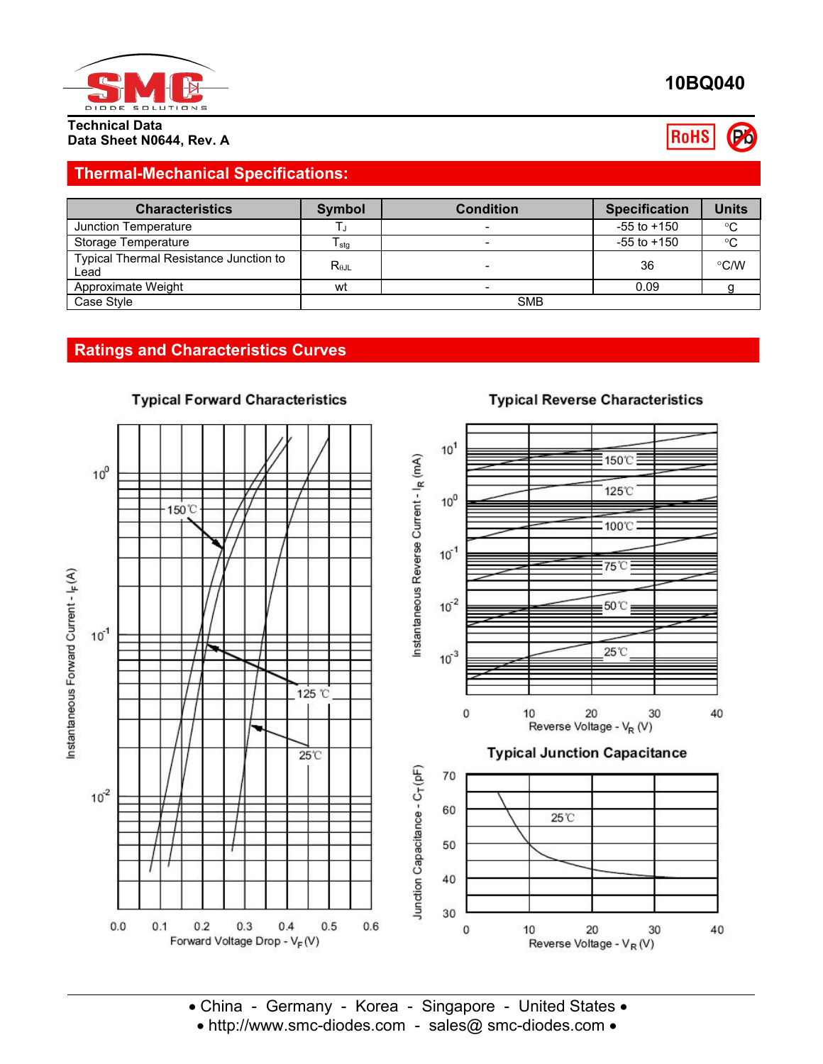# 10BQ040

**Technical Data**
**Data Sheet N0644, Rev. A**

## Thermal-Mechanical Specifications:

| Characteristics | Symbol | Condition | Specification | Units |
|---|---|---|---|---|
| Junction Temperature | $T_J$ | - | -55 to +150 | °C |
| Storage Temperature | $T_{stg}$ | - | -55 to +150 | °C |
| Typical Thermal Resistance Junction to Lead | $R_{\theta JL}$ | - | 36 | °C/W |
| Approximate Weight | wt | - | 0.09 | g |
| Case Style | SMB | | | |

## Ratings and Characteristics Curves

### Typical Forward Characteristics

Instantaneous Forward Current - $I_F$ (A)

Forward Voltage Drop - $V_F$ (V)

150℃, 125 ℃, 25℃

### Typical Reverse Characteristics

Instantaneous Reverse Current - $I_R$ (mA)

Reverse Voltage - $V_R$ (V)

150℃, 125℃, 100℃, 75℃, 50℃, 25℃

### Typical Junction Capacitance

Junction Capacitance - $C_T$ (pF)

Reverse Voltage - $V_R$ (V)

25℃

• China - Germany - Korea - Singapore - United States •
• http://www.smc-diodes.com - sales@ smc-diodes.com •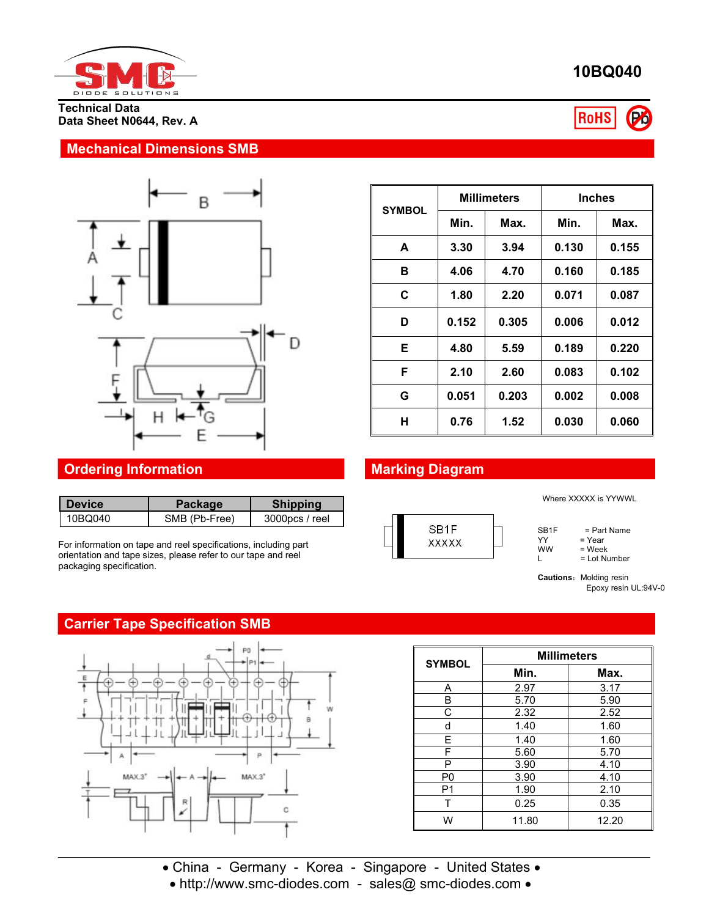# 10BQ040

Technical Data
Data Sheet N0644, Rev. A

## Mechanical Dimensions SMB

| SYMBOL | Millimeters | | Inches | |
|---|---|---|---|---|
| | Min. | Max. | Min. | Max. |
| A | 3.30 | 3.94 | 0.130 | 0.155 |
| B | 4.06 | 4.70 | 0.160 | 0.185 |
| C | 1.80 | 2.20 | 0.071 | 0.087 |
| D | 0.152 | 0.305 | 0.006 | 0.012 |
| E | 4.80 | 5.59 | 0.189 | 0.220 |
| F | 2.10 | 2.60 | 0.083 | 0.102 |
| G | 0.051 | 0.203 | 0.002 | 0.008 |
| H | 0.76 | 1.52 | 0.030 | 0.060 |

## Ordering Information

| Device | Package | Shipping |
|---|---|---|
| 10BQ040 | SMB (Pb-Free) | 3000pcs / reel |

For information on tape and reel specifications, including part orientation and tape sizes, please refer to our tape and reel packaging specification.

## Marking Diagram

SB1F
XXXXX

Where XXXXX is YYWWL

SB1F = Part Name
YY = Year
WW = Week
L = Lot Number

**Cautions:** Molding resin Epoxy resin UL:94V-0

## Carrier Tape Specification SMB

| SYMBOL | Millimeters | |
|---|---|---|
| | Min. | Max. |
| A | 2.97 | 3.17 |
| B | 5.70 | 5.90 |
| C | 2.32 | 2.52 |
| d | 1.40 | 1.60 |
| E | 1.40 | 1.60 |
| F | 5.60 | 5.70 |
| P | 3.90 | 4.10 |
| P0 | 3.90 | 4.10 |
| P1 | 1.90 | 2.10 |
| T | 0.25 | 0.35 |
| W | 11.80 | 12.20 |

• China - Germany - Korea - Singapore - United States •
• http://www.smc-diodes.com - sales@ smc-diodes.com •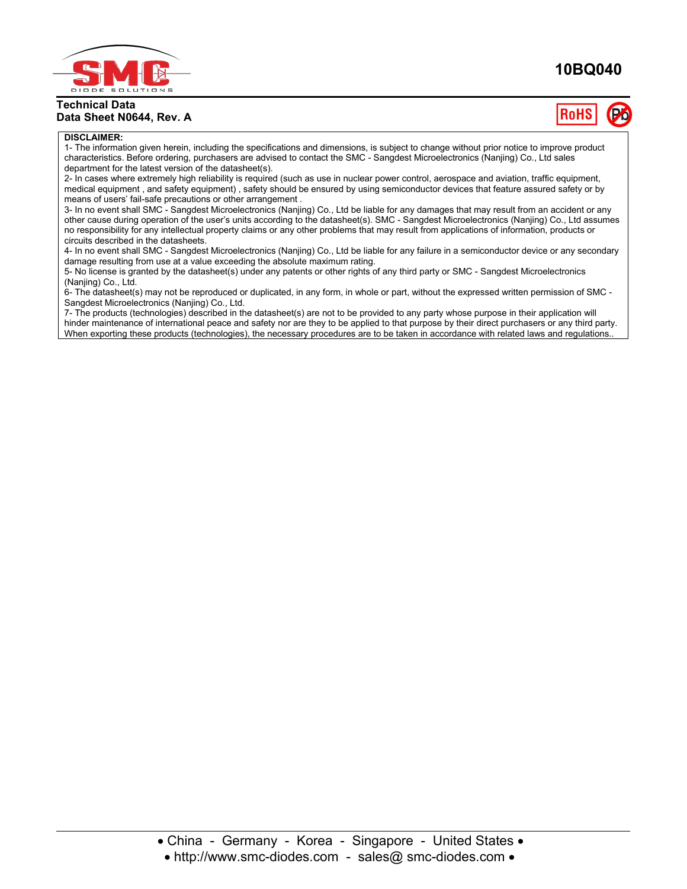10BQ040

**Technical Data**
**Data Sheet N0644, Rev. A**

**DISCLAIMER:**

1- The information given herein, including the specifications and dimensions, is subject to change without prior notice to improve product characteristics. Before ordering, purchasers are advised to contact the SMC - Sangdest Microelectronics (Nanjing) Co., Ltd sales department for the latest version of the datasheet(s).

2- In cases where extremely high reliability is required (such as use in nuclear power control, aerospace and aviation, traffic equipment, medical equipment , and safety equipment) , safety should be ensured by using semiconductor devices that feature assured safety or by means of users' fail-safe precautions or other arrangement .

3- In no event shall SMC - Sangdest Microelectronics (Nanjing) Co., Ltd be liable for any damages that may result from an accident or any other cause during operation of the user's units according to the datasheet(s). SMC - Sangdest Microelectronics (Nanjing) Co., Ltd assumes no responsibility for any intellectual property claims or any other problems that may result from applications of information, products or circuits described in the datasheets.

4- In no event shall SMC - Sangdest Microelectronics (Nanjing) Co., Ltd be liable for any failure in a semiconductor device or any secondary damage resulting from use at a value exceeding the absolute maximum rating.

5- No license is granted by the datasheet(s) under any patents or other rights of any third party or SMC - Sangdest Microelectronics (Nanjing) Co., Ltd.

6- The datasheet(s) may not be reproduced or duplicated, in any form, in whole or part, without the expressed written permission of SMC - Sangdest Microelectronics (Nanjing) Co., Ltd.

7- The products (technologies) described in the datasheet(s) are not to be provided to any party whose purpose in their application will hinder maintenance of international peace and safety nor are they to be applied to that purpose by their direct purchasers or any third party. When exporting these products (technologies), the necessary procedures are to be taken in accordance with related laws and regulations..

• China - Germany - Korea - Singapore - United States •
• http://www.smc-diodes.com - sales@ smc-diodes.com •